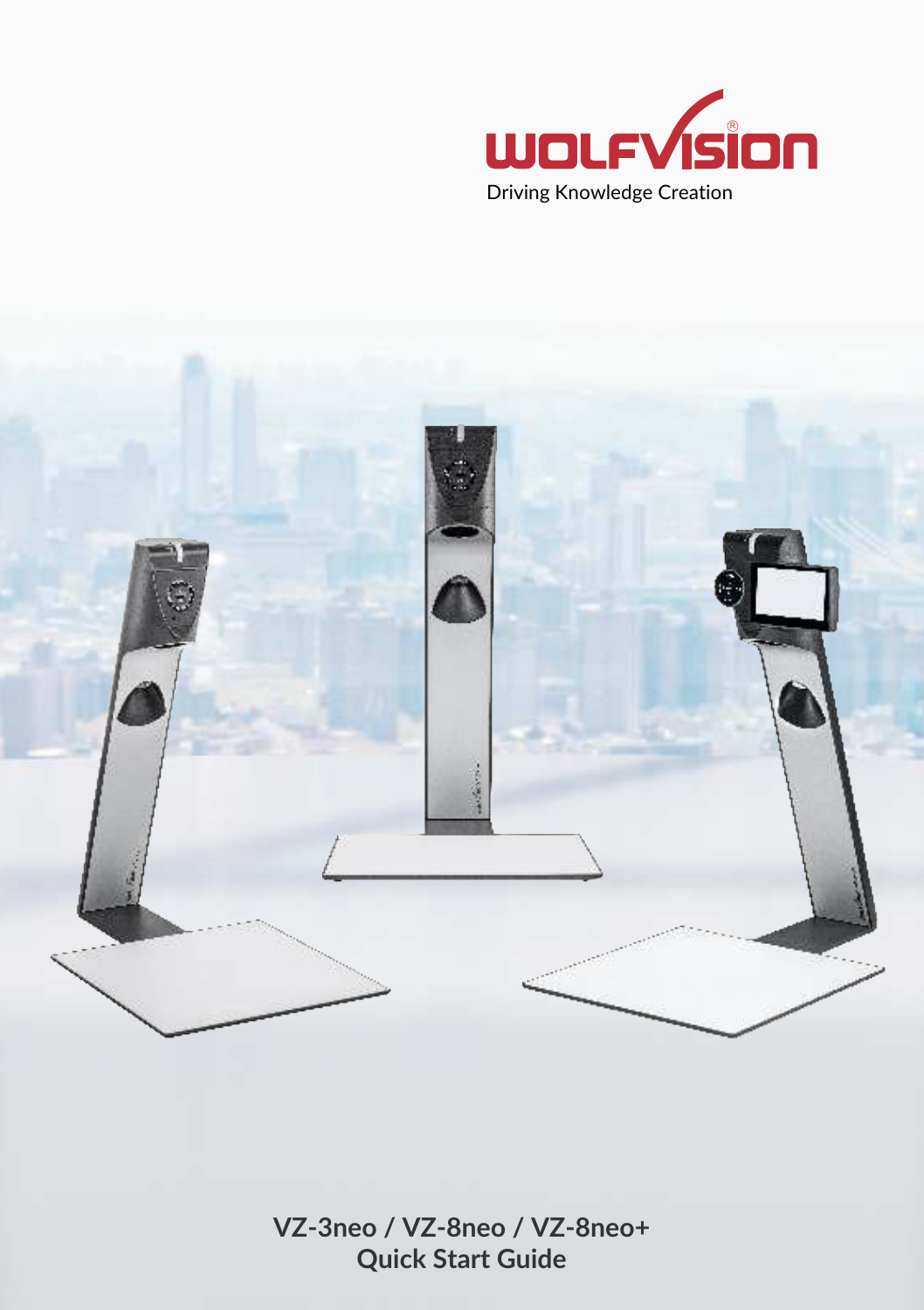WOLFVISION®

Driving Knowledge Creation

# VZ-3neo / VZ-8neo / VZ-8neo+
# Quick Start Guide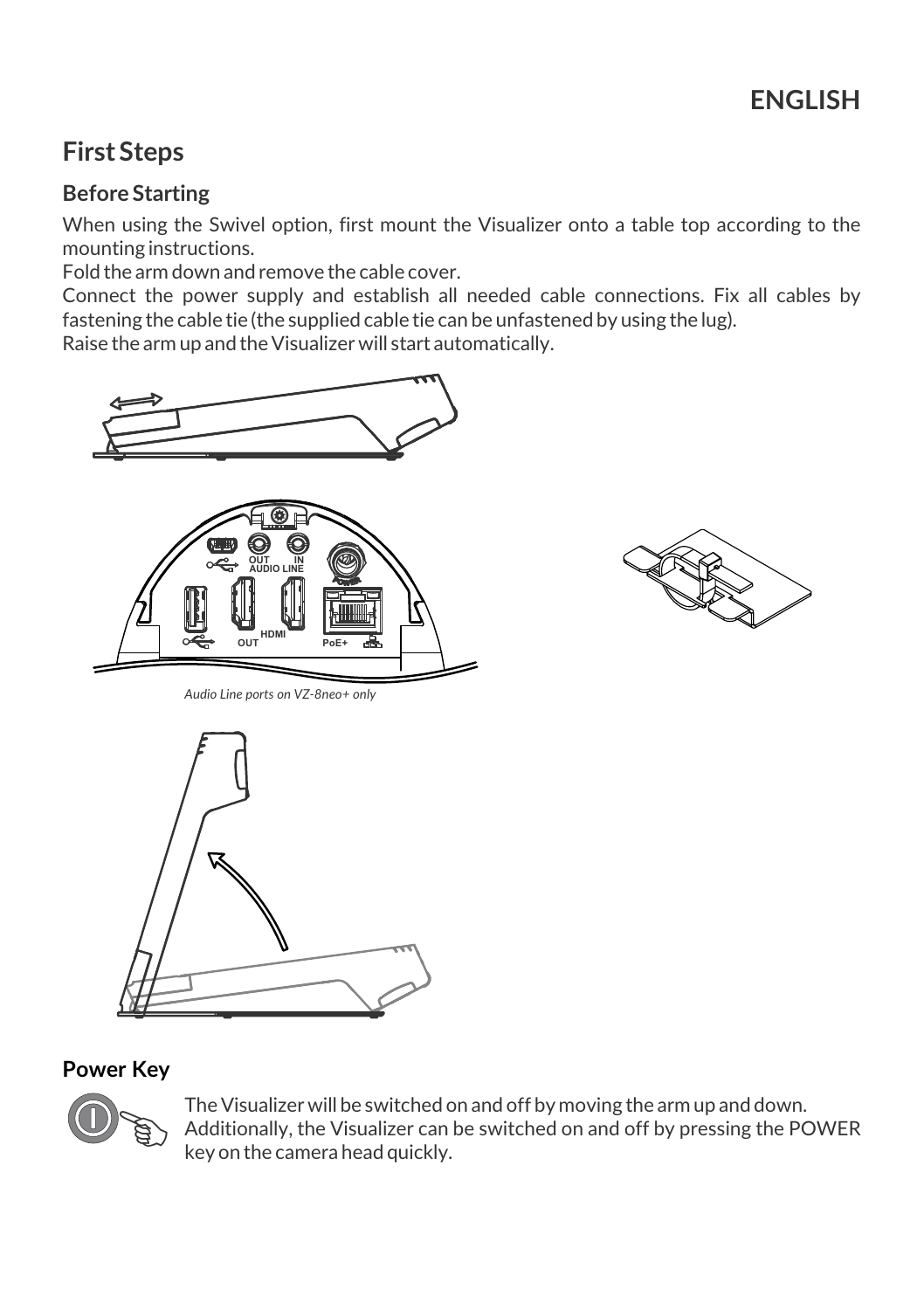## ENGLISH

# First Steps

## Before Starting

When using the Swivel option, first mount the Visualizer onto a table top according to the mounting instructions.
Fold the arm down and remove the cable cover.
Connect the power supply and establish all needed cable connections. Fix all cables by fastening the cable tie (the supplied cable tie can be unfastened by using the lug).
Raise the arm up and the Visualizer will start automatically.

*Audio Line ports on VZ-8neo+ only*

## Power Key

The Visualizer will be switched on and off by moving the arm up and down.
Additionally, the Visualizer can be switched on and off by pressing the POWER key on the camera head quickly.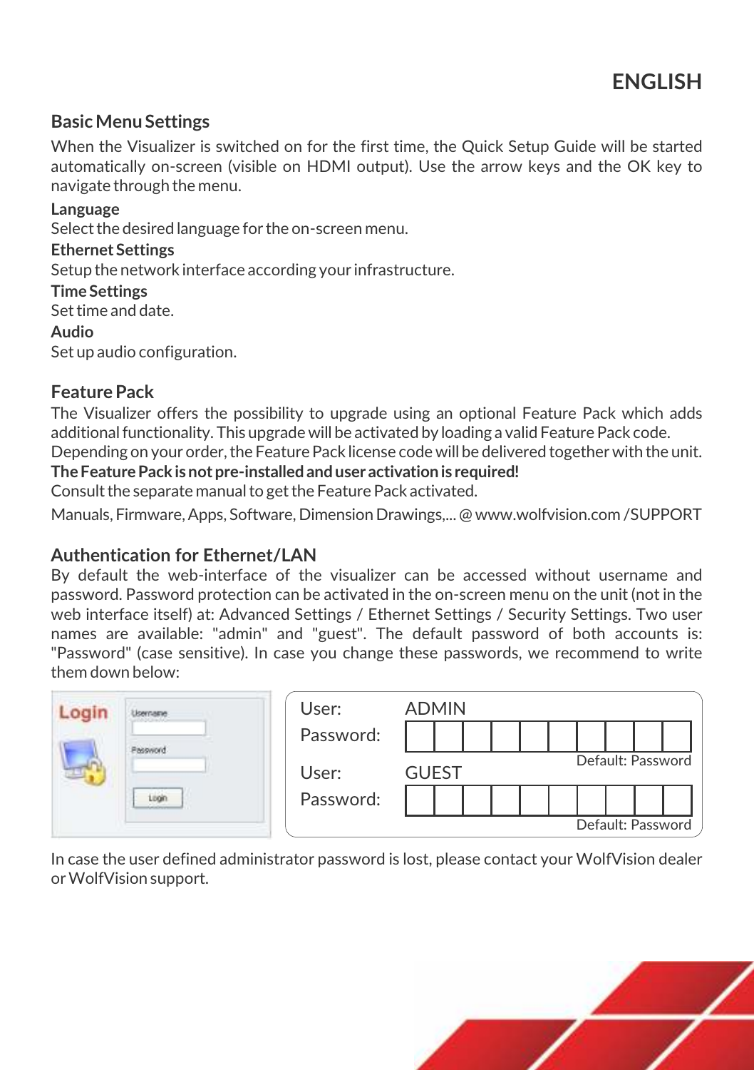# ENGLISH

## Basic Menu Settings

When the Visualizer is switched on for the first time, the Quick Setup Guide will be started automatically on-screen (visible on HDMI output). Use the arrow keys and the OK key to navigate through the menu.

**Language**
Select the desired language for the on-screen menu.

**Ethernet Settings**
Setup the network interface according your infrastructure.

**Time Settings**
Set time and date.

**Audio**
Set up audio configuration.

## Feature Pack

The Visualizer offers the possibility to upgrade using an optional Feature Pack which adds additional functionality. This upgrade will be activated by loading a valid Feature Pack code. Depending on your order, the Feature Pack license code will be delivered together with the unit.
**The Feature Pack is not pre-installed and user activation is required!**
Consult the separate manual to get the Feature Pack activated.

Manuals, Firmware, Apps, Software, Dimension Drawings,... @ www.wolfvision.com /SUPPORT

## Authentication for Ethernet/LAN

By default the web-interface of the visualizer can be accessed without username and password. Password protection can be activated in the on-screen menu on the unit (not in the web interface itself) at: Advanced Settings / Ethernet Settings / Security Settings. Two user names are available: "admin" and "guest". The default password of both accounts is: "Password" (case sensitive). In case you change these passwords, we recommend to write them down below:

Login
Username
Password
Login

User: ADMIN
Password: 
Default: Password

User: GUEST
Password: 
Default: Password

In case the user defined administrator password is lost, please contact your WolfVision dealer or WolfVision support.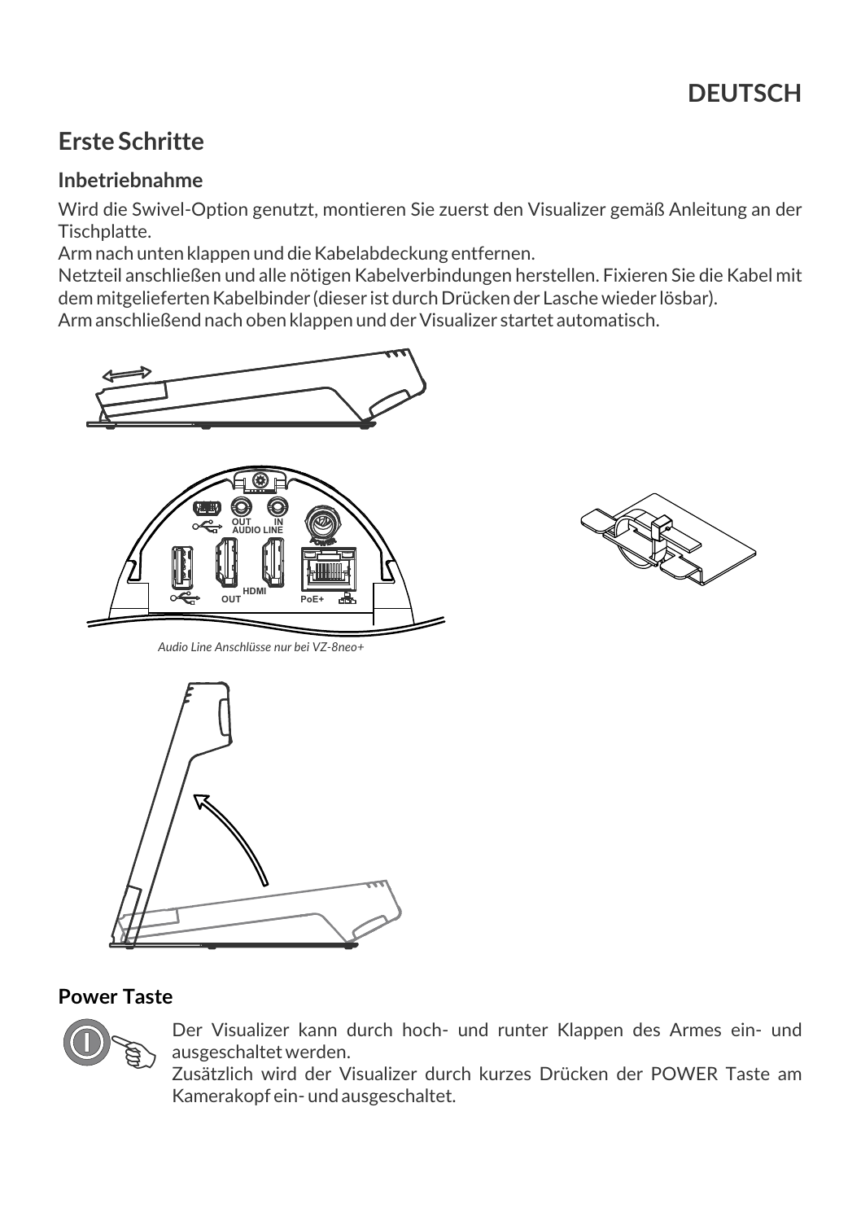## DEUTSCH

# Erste Schritte

## Inbetriebnahme

Wird die Swivel-Option genutzt, montieren Sie zuerst den Visualizer gemäß Anleitung an der Tischplatte.
Arm nach unten klappen und die Kabelabdeckung entfernen.
Netzteil anschließen und alle nötigen Kabelverbindungen herstellen. Fixieren Sie die Kabel mit dem mitgelieferten Kabelbinder (dieser ist durch Drücken der Lasche wieder lösbar).
Arm anschließend nach oben klappen und der Visualizer startet automatisch.

*Audio Line Anschlüsse nur bei VZ-8neo+*

## Power Taste

Der Visualizer kann durch hoch- und runter Klappen des Armes ein- und ausgeschaltet werden.
Zusätzlich wird der Visualizer durch kurzes Drücken der POWER Taste am Kamerakopf ein- und ausgeschaltet.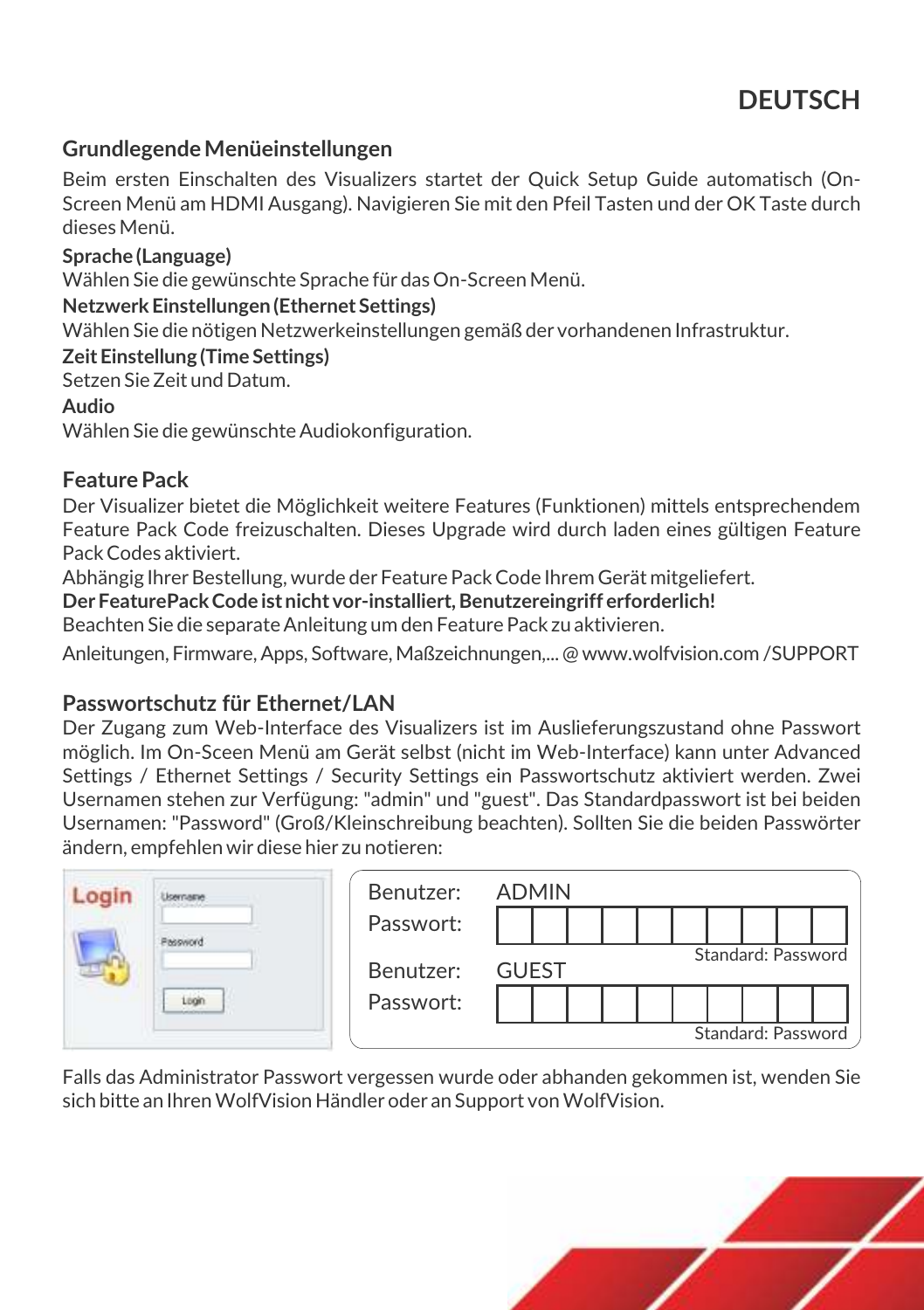# DEUTSCH

## Grundlegende Menüeinstellungen

Beim ersten Einschalten des Visualizers startet der Quick Setup Guide automatisch (On-Screen Menü am HDMI Ausgang). Navigieren Sie mit den Pfeil Tasten und der OK Taste durch dieses Menü.

**Sprache (Language)**
Wählen Sie die gewünschte Sprache für das On-Screen Menü.

**Netzwerk Einstellungen (Ethernet Settings)**
Wählen Sie die nötigen Netzwerkeinstellungen gemäß der vorhandenen Infrastruktur.

**Zeit Einstellung (Time Settings)**
Setzen Sie Zeit und Datum.

**Audio**
Wählen Sie die gewünschte Audiokonfiguration.

## Feature Pack

Der Visualizer bietet die Möglichkeit weitere Features (Funktionen) mittels entsprechendem Feature Pack Code freizuschalten. Dieses Upgrade wird durch laden eines gültigen Feature Pack Codes aktiviert.

Abhängig Ihrer Bestellung, wurde der Feature Pack Code Ihrem Gerät mitgeliefert.

**Der FeaturePack Code ist nicht vor-installiert, Benutzereingriff erforderlich!**

Beachten Sie die separate Anleitung um den Feature Pack zu aktivieren.

Anleitungen, Firmware, Apps, Software, Maßzeichnungen,... @ www.wolfvision.com /SUPPORT

## Passwortschutz für Ethernet/LAN

Der Zugang zum Web-Interface des Visualizers ist im Auslieferungszustand ohne Passwort möglich. Im On-Sceen Menü am Gerät selbst (nicht im Web-Interface) kann unter Advanced Settings / Ethernet Settings / Security Settings ein Passwortschutz aktiviert werden. Zwei Usernamen stehen zur Verfügung: "admin" und "guest". Das Standardpasswort ist bei beiden Usernamen: "Password" (Groß/Kleinschreibung beachten). Sollten Sie die beiden Passwörter ändern, empfehlen wir diese hier zu notieren:

| | |
|---|---|
| Benutzer: | ADMIN |
| Passwort: | |
| | Standard: Password |
| Benutzer: | GUEST |
| Passwort: | |
| | Standard: Password |

Falls das Administrator Passwort vergessen wurde oder abhanden gekommen ist, wenden Sie sich bitte an Ihren WolfVision Händler oder an Support von WolfVision.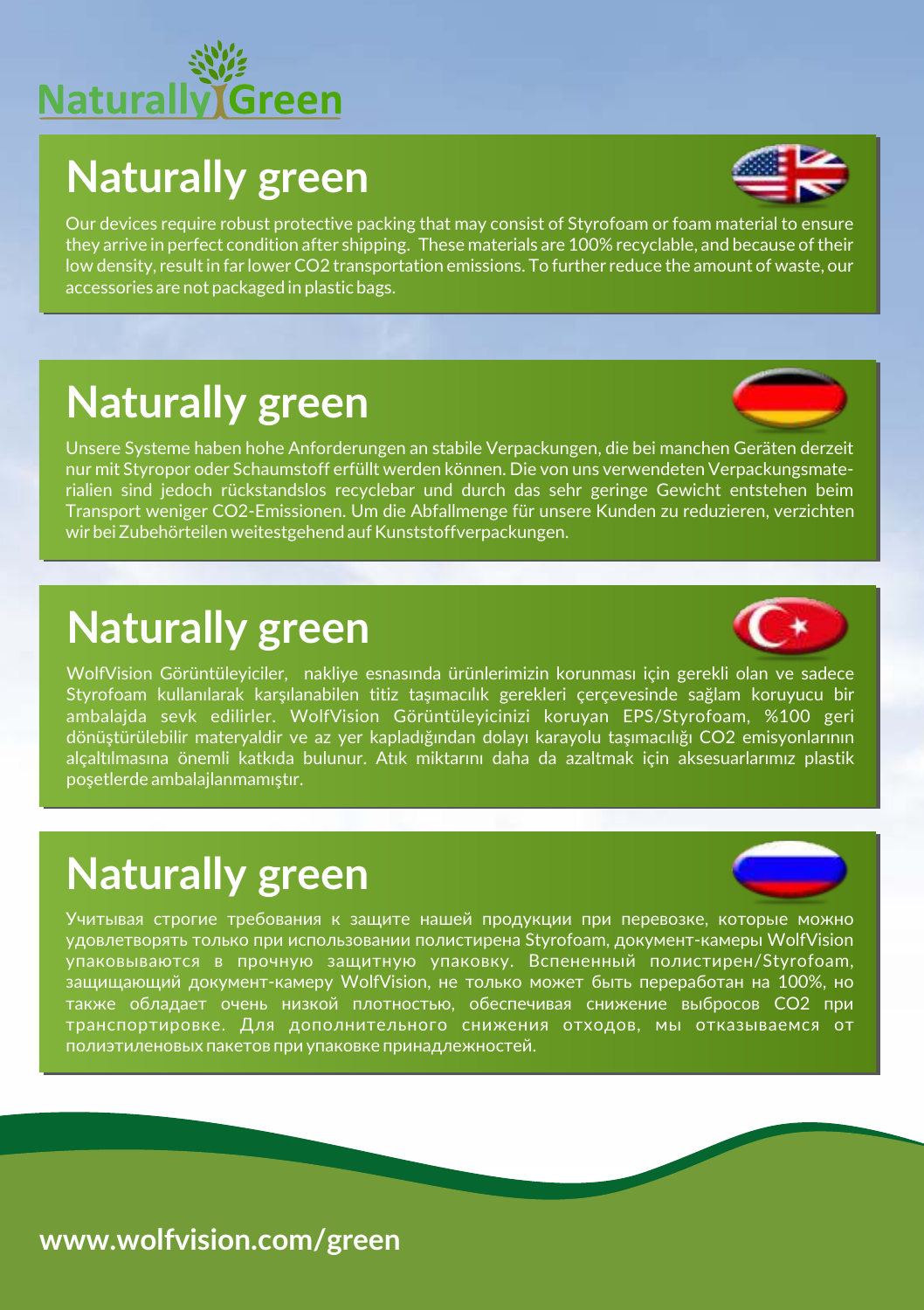Naturally Green

## Naturally green

Our devices require robust protective packing that may consist of Styrofoam or foam material to ensure they arrive in perfect condition after shipping. These materials are 100% recyclable, and because of their low density, result in far lower $CO_2$ transportation emissions. To further reduce the amount of waste, our accessories are not packaged in plastic bags.

## Naturally green

Unsere Systeme haben hohe Anforderungen an stabile Verpackungen, die bei manchen Geräten derzeit nur mit Styropor oder Schaumstoff erfüllt werden können. Die von uns verwendeten Verpackungsmaterialien sind jedoch rückstandslos recyclebar und durch das sehr geringe Gewicht entstehen beim Transport weniger $CO_2$-Emissionen. Um die Abfallmenge für unsere Kunden zu reduzieren, verzichten wir bei Zubehörteilen weitestgehend auf Kunststoffverpackungen.

## Naturally green

WolfVision Görüntüleyiciler, nakliye esnasında ürünlerimizin korunması için gerekli olan ve sadece Styrofoam kullanılarak karşılanabilen titiz taşımacılık gerekleri çerçevesinde sağlam koruyucu bir ambalajda sevk edilirler. WolfVision Görüntüleyicinizi koruyan EPS/Styrofoam, %100 geri dönüştürülebilir materyaldir ve az yer kapladığından dolayı karayolu taşımacılığı $CO_2$ emisyonlarının alçaltılmasına önemli katkıda bulunur. Atık miktarını daha da azaltmak için aksesuarlarımız plastik poşetlerde ambalajlanmamıştır.

## Naturally green

Учитывая строгие требования к защите нашей продукции при перевозке, которые можно удовлетворять только при использовании полистирена Styrofoam, документ-камеры WolfVision упаковываются в прочную защитную упаковку. Вспененный полистирен/Styrofoam, защищающий документ-камеру WolfVision, не только может быть переработан на 100%, но также обладает очень низкой плотностью, обеспечивая снижение выбросов $CO_2$ при транспортировке. Для дополнительного снижения отходов, мы отказываемся от полиэтиленовых пакетов при упаковке принадлежностей.

**www.wolfvision.com/green**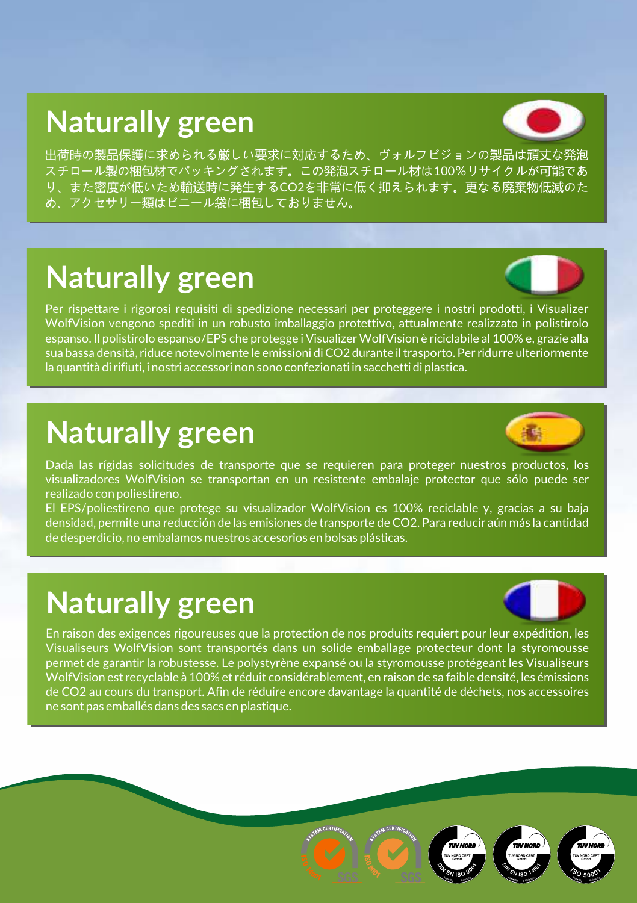## Naturally green

出荷時の製品保護に求められる厳しい要求に対応するため、ヴォルフビジョンの製品は頑丈な発泡スチロール製の梱包材でパッキングされます。この発泡スチロール材は100%リサイクルが可能であり、また密度が低いため輸送時に発生するCO2を非常に低く抑えられます。更なる廃棄物低減のため、アクセサリー類はビニール袋に梱包しておりません。

## Naturally green

Per rispettare i rigorosi requisiti di spedizione necessari per proteggere i nostri prodotti, i Visualizer WolfVision vengono spediti in un robusto imballaggio protettivo, attualmente realizzato in polistirolo espanso. Il polistirolo espanso/EPS che protegge i Visualizer WolfVision è riciclabile al 100% e, grazie alla sua bassa densità, riduce notevolmente le emissioni di CO2 durante il trasporto. Per ridurre ulteriormente la quantità di rifiuti, i nostri accessori non sono confezionati in sacchetti di plastica.

## Naturally green

Dada las rígidas solicitudes de transporte que se requieren para proteger nuestros productos, los visualizadores WolfVision se transportan en un resistente embalaje protector que sólo puede ser realizado con poliestireno.
El EPS/poliestireno que protege su visualizador WolfVision es 100% reciclable y, gracias a su baja densidad, permite una reducción de las emisiones de transporte de CO2. Para reducir aún más la cantidad de desperdicio, no embalamos nuestros accesorios en bolsas plásticas.

## Naturally green

En raison des exigences rigoureuses que la protection de nos produits requiert pour leur expédition, les Visualiseurs WolfVision sont transportés dans un solide emballage protecteur dont la styromousse permet de garantir la robustesse. Le polystyrène expansé ou la styromousse protégeant les Visualiseurs WolfVision est recyclable à 100% et réduit considérablement, en raison de sa faible densité, les émissions de CO2 au cours du transport. Afin de réduire encore davantage la quantité de déchets, nos accessoires ne sont pas emballés dans des sacs en plastique.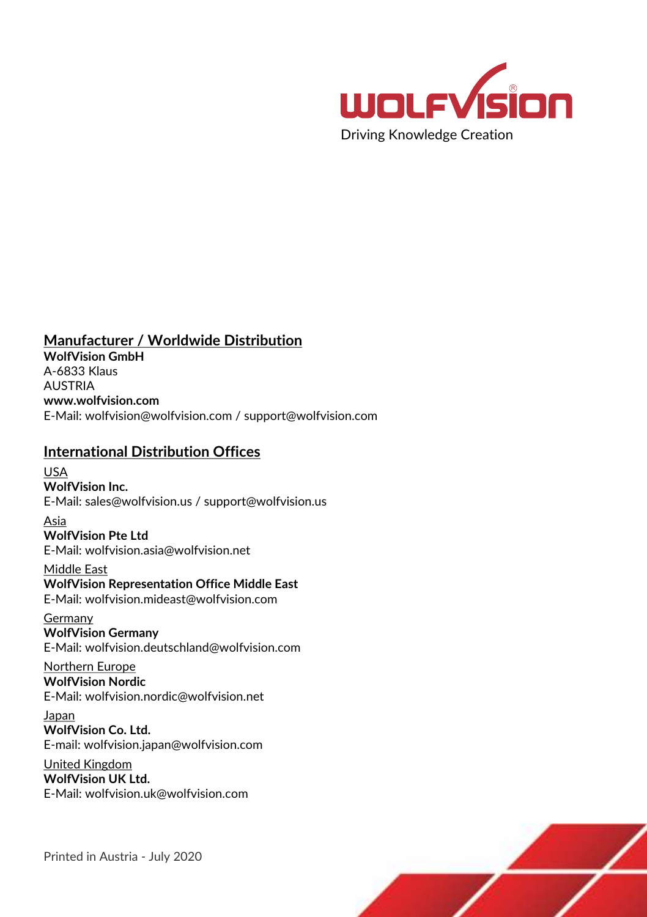WOLFVISION®

Driving Knowledge Creation

## Manufacturer / Worldwide Distribution

**WolfVision GmbH**
A-6833 Klaus
AUSTRIA
**www.wolfvision.com**
E-Mail: wolfvision@wolfvision.com / support@wolfvision.com

## International Distribution Offices

USA
**WolfVision Inc.**
E-Mail: sales@wolfvision.us / support@wolfvision.us

Asia
**WolfVision Pte Ltd**
E-Mail: wolfvision.asia@wolfvision.net

Middle East
**WolfVision Representation Office Middle East**
E-Mail: wolfvision.mideast@wolfvision.com

Germany
**WolfVision Germany**
E-Mail: wolfvision.deutschland@wolfvision.com

Northern Europe
**WolfVision Nordic**
E-Mail: wolfvision.nordic@wolfvision.net

Japan
**WolfVision Co. Ltd.**
E-mail: wolfvision.japan@wolfvision.com

United Kingdom
**WolfVision UK Ltd.**
E-Mail: wolfvision.uk@wolfvision.com

Printed in Austria - July 2020